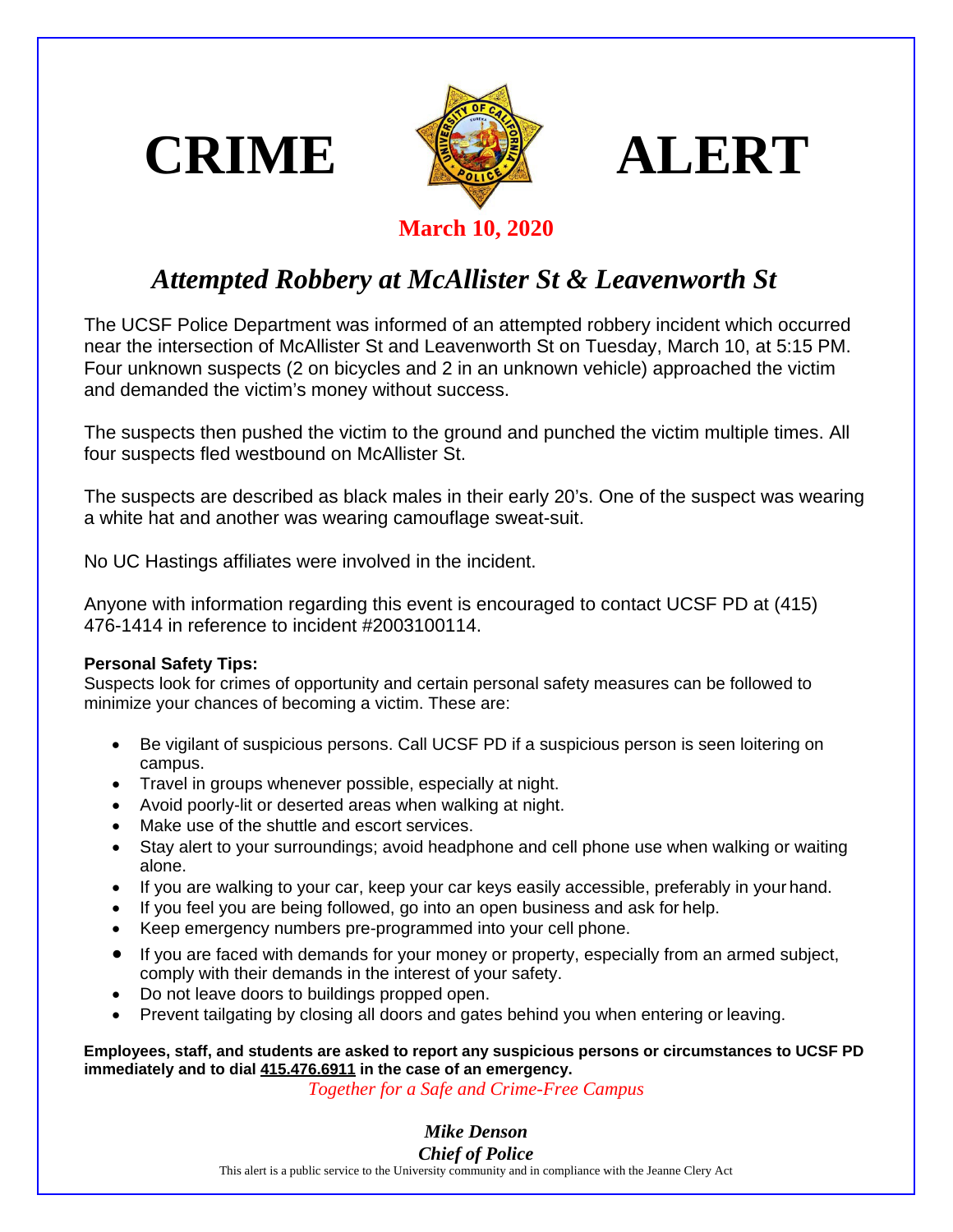# CRIME ALERT

**March 10, 2020**

## *Attempted Robbery at McAllister St & Leavenworth St*

The UCSF Police Department was informed of an attempted robbery incident which occurred near the intersection of McAllister St and Leavenworth St on Tuesday, March 10, at 5:15 PM. Four unknown suspects (2 on bicycles and 2 in an unknown vehicle) approached the victim and demanded the victim's money without success.

The suspects then pushed the victim to the ground and punched the victim multiple times. All four suspects fled westbound on McAllister St.

The suspects are described as black males in their early 20's. One of the suspect was wearing a white hat and another was wearing camouflage sweat-suit.

No UC Hastings affiliates were involved in the incident.

Anyone with information regarding this event is encouraged to contact UCSF PD at (415) 476-1414 in reference to incident #2003100114.

**Personal Safety Tips:**
Suspects look for crimes of opportunity and certain personal safety measures can be followed to minimize your chances of becoming a victim. These are:

- Be vigilant of suspicious persons. Call UCSF PD if a suspicious person is seen loitering on campus.
- Travel in groups whenever possible, especially at night.
- Avoid poorly-lit or deserted areas when walking at night.
- Make use of the shuttle and escort services.
- Stay alert to your surroundings; avoid headphone and cell phone use when walking or waiting alone.
- If you are walking to your car, keep your car keys easily accessible, preferably in your hand.
- If you feel you are being followed, go into an open business and ask for help.
- Keep emergency numbers pre-programmed into your cell phone.
- If you are faced with demands for your money or property, especially from an armed subject, comply with their demands in the interest of your safety.
- Do not leave doors to buildings propped open.
- Prevent tailgating by closing all doors and gates behind you when entering or leaving.

**Employees, staff, and students are asked to report any suspicious persons or circumstances to UCSF PD immediately and to dial 415.476.6911 in the case of an emergency.**

*Together for a Safe and Crime-Free Campus*

***Mike Denson***
***Chief of Police***

This alert is a public service to the University community and in compliance with the Jeanne Clery Act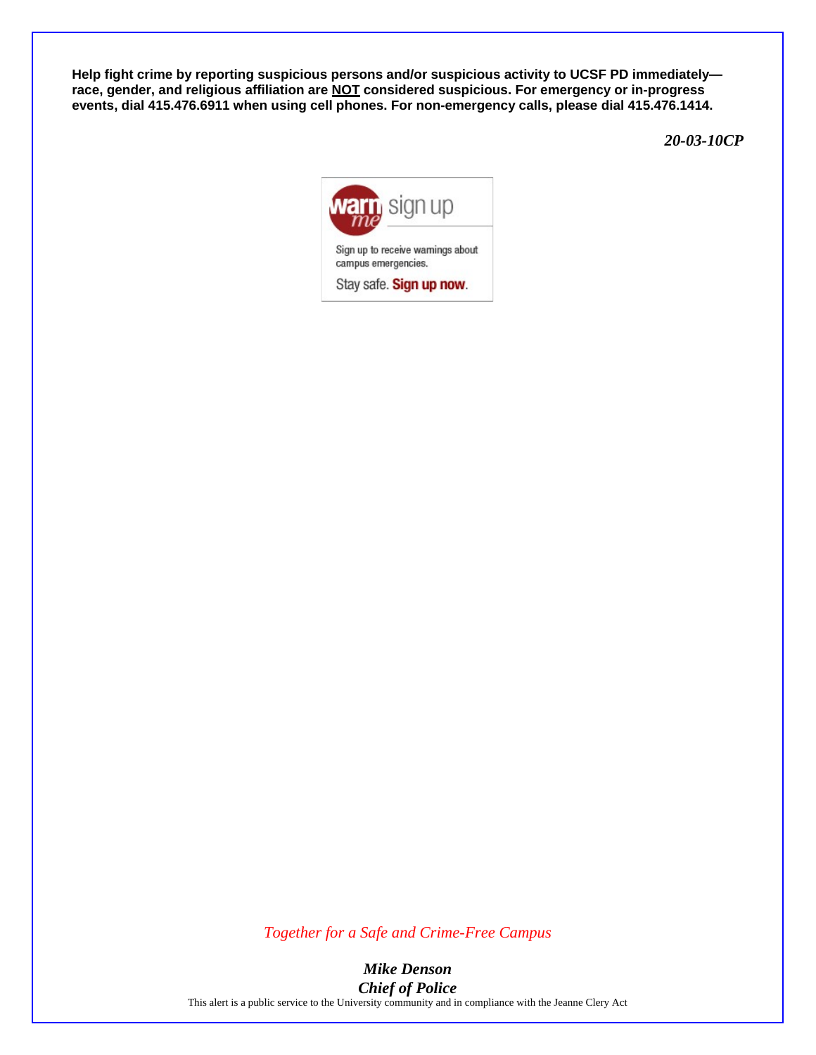**Help fight crime by reporting suspicious persons and/or suspicious activity to UCSF PD immediately—race, gender, and religious affiliation are NOT considered suspicious. For emergency or in-progress events, dial 415.476.6911 when using cell phones. For non-emergency calls, please dial 415.476.1414.**

***20-03-10CP***

warn me sign up

Sign up to receive warnings about campus emergencies.

Stay safe. **Sign up now**.

*Together for a Safe and Crime-Free Campus*

***Mike Denson***
***Chief of Police***

This alert is a public service to the University community and in compliance with the Jeanne Clery Act